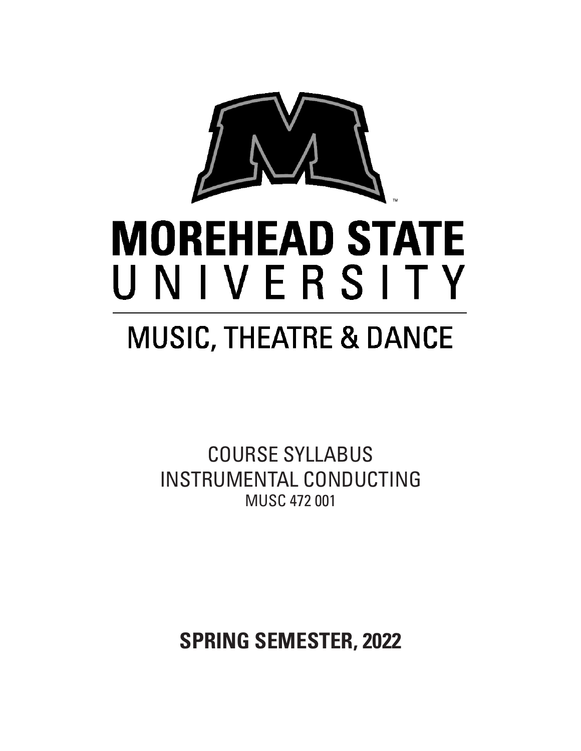# MOREHEAD STATE UNIVERSITY

## MUSIC, THEATRE & DANCE

COURSE SYLLABUS

INSTRUMENTAL CONDUCTING

MUSC 472 001

**SPRING SEMESTER, 2022**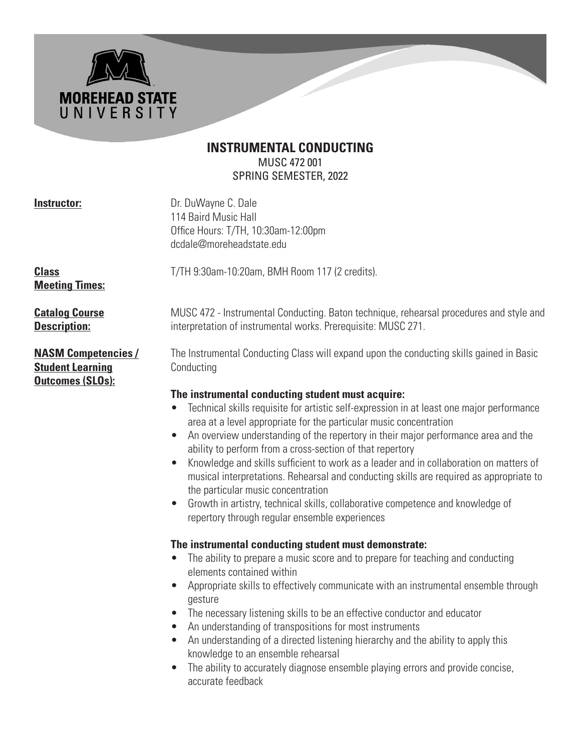MOREHEAD STATE UNIVERSITY

# INSTRUMENTAL CONDUCTING

MUSC 472 001
SPRING SEMESTER, 2022

**Instructor:**

Dr. DuWayne C. Dale
114 Baird Music Hall
Office Hours: T/TH, 10:30am-12:00pm
dcdale@moreheadstate.edu

**Class Meeting Times:**

T/TH 9:30am-10:20am, BMH Room 117 (2 credits).

**Catalog Course Description:**

MUSC 472 - Instrumental Conducting. Baton technique, rehearsal procedures and style and interpretation of instrumental works. Prerequisite: MUSC 271.

**NASM Competencies / Student Learning Outcomes (SLOs):**

The Instrumental Conducting Class will expand upon the conducting skills gained in Basic Conducting

**The instrumental conducting student must acquire:**

- Technical skills requisite for artistic self-expression in at least one major performance area at a level appropriate for the particular music concentration
- An overview understanding of the repertory in their major performance area and the ability to perform from a cross-section of that repertory
- Knowledge and skills sufficient to work as a leader and in collaboration on matters of musical interpretations. Rehearsal and conducting skills are required as appropriate to the particular music concentration
- Growth in artistry, technical skills, collaborative competence and knowledge of repertory through regular ensemble experiences

**The instrumental conducting student must demonstrate:**

- The ability to prepare a music score and to prepare for teaching and conducting elements contained within
- Appropriate skills to effectively communicate with an instrumental ensemble through gesture
- The necessary listening skills to be an effective conductor and educator
- An understanding of transpositions for most instruments
- An understanding of a directed listening hierarchy and the ability to apply this knowledge to an ensemble rehearsal
- The ability to accurately diagnose ensemble playing errors and provide concise, accurate feedback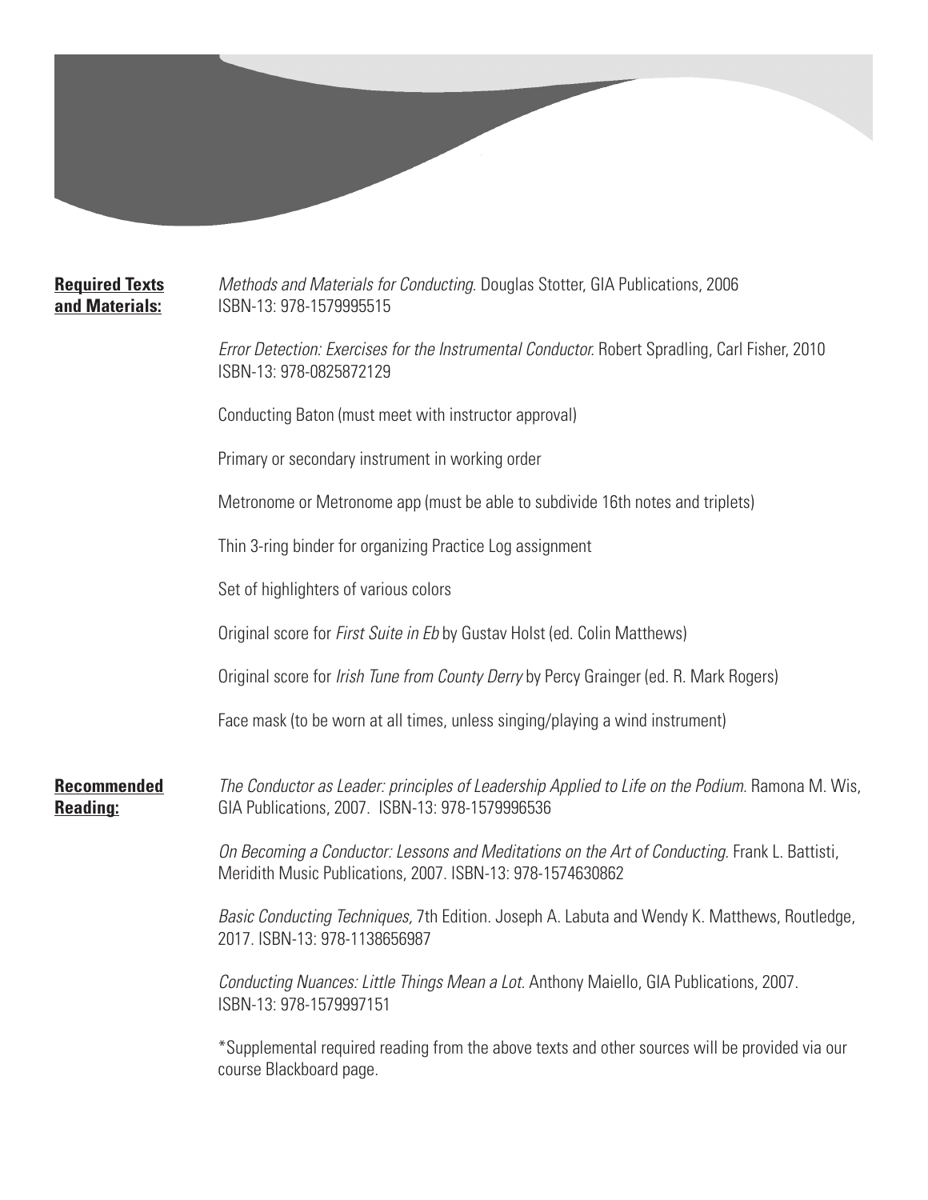**Required Texts and Materials:**

*Methods and Materials for Conducting*. Douglas Stotter, GIA Publications, 2006
ISBN-13: 978-1579995515

*Error Detection: Exercises for the Instrumental Conductor*. Robert Spradling, Carl Fisher, 2010
ISBN-13: 978-0825872129

Conducting Baton (must meet with instructor approval)

Primary or secondary instrument in working order

Metronome or Metronome app (must be able to subdivide 16th notes and triplets)

Thin 3-ring binder for organizing Practice Log assignment

Set of highlighters of various colors

Original score for *First Suite in Eb* by Gustav Holst (ed. Colin Matthews)

Original score for *Irish Tune from County Derry* by Percy Grainger (ed. R. Mark Rogers)

Face mask (to be worn at all times, unless singing/playing a wind instrument)

**Recommended Reading:**

*The Conductor as Leader: principles of Leadership Applied to Life on the Podium*. Ramona M. Wis, GIA Publications, 2007. ISBN-13: 978-1579996536

*On Becoming a Conductor: Lessons and Meditations on the Art of Conducting*. Frank L. Battisti, Meridith Music Publications, 2007. ISBN-13: 978-1574630862

*Basic Conducting Techniques,* 7th Edition. Joseph A. Labuta and Wendy K. Matthews, Routledge, 2017. ISBN-13: 978-1138656987

*Conducting Nuances: Little Things Mean a Lot*. Anthony Maiello, GIA Publications, 2007.
ISBN-13: 978-1579997151

*Supplemental required reading from the above texts and other sources will be provided via our course Blackboard page.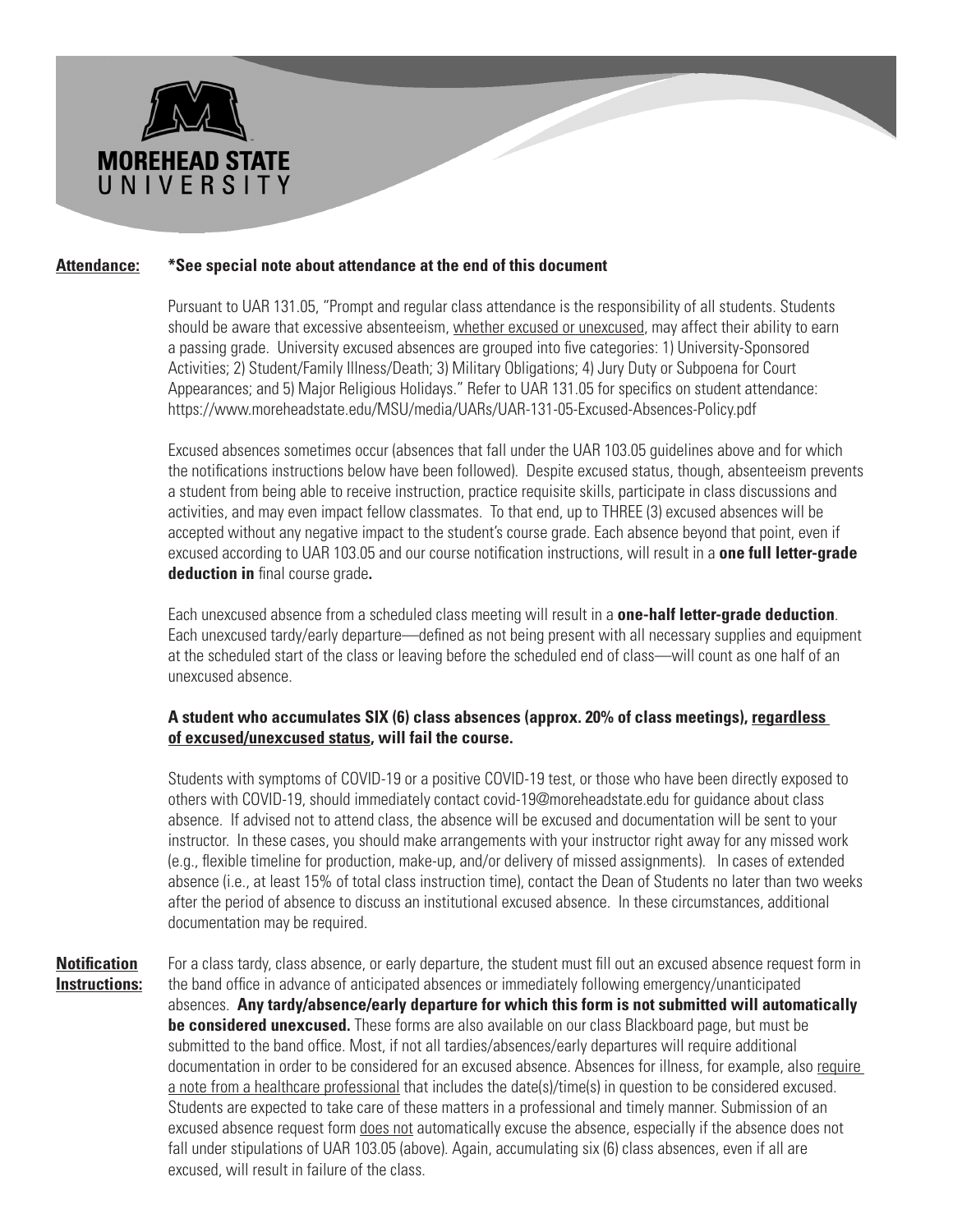**Attendance:** **\*See special note about attendance at the end of this document**

Pursuant to UAR 131.05, "Prompt and regular class attendance is the responsibility of all students. Students should be aware that excessive absenteeism, whether excused or unexcused, may affect their ability to earn a passing grade. University excused absences are grouped into five categories: 1) University-Sponsored Activities; 2) Student/Family Illness/Death; 3) Military Obligations; 4) Jury Duty or Subpoena for Court Appearances; and 5) Major Religious Holidays." Refer to UAR 131.05 for specifics on student attendance: https://www.moreheadstate.edu/MSU/media/UARs/UAR-131-05-Excused-Absences-Policy.pdf

Excused absences sometimes occur (absences that fall under the UAR 103.05 guidelines above and for which the notifications instructions below have been followed). Despite excused status, though, absenteeism prevents a student from being able to receive instruction, practice requisite skills, participate in class discussions and activities, and may even impact fellow classmates. To that end, up to THREE (3) excused absences will be accepted without any negative impact to the student's course grade. Each absence beyond that point, even if excused according to UAR 103.05 and our course notification instructions, will result in a **one full letter-grade deduction in** final course grade**.**

Each unexcused absence from a scheduled class meeting will result in a **one-half letter-grade deduction**. Each unexcused tardy/early departure—defined as not being present with all necessary supplies and equipment at the scheduled start of the class or leaving before the scheduled end of class—will count as one half of an unexcused absence.

**A student who accumulates SIX (6) class absences (approx. 20% of class meetings), regardless of excused/unexcused status, will fail the course.**

Students with symptoms of COVID-19 or a positive COVID-19 test, or those who have been directly exposed to others with COVID-19, should immediately contact covid-19@moreheadstate.edu for guidance about class absence. If advised not to attend class, the absence will be excused and documentation will be sent to your instructor. In these cases, you should make arrangements with your instructor right away for any missed work (e.g., flexible timeline for production, make-up, and/or delivery of missed assignments). In cases of extended absence (i.e., at least 15% of total class instruction time), contact the Dean of Students no later than two weeks after the period of absence to discuss an institutional excused absence. In these circumstances, additional documentation may be required.

**Notification Instructions:** For a class tardy, class absence, or early departure, the student must fill out an excused absence request form in the band office in advance of anticipated absences or immediately following emergency/unanticipated absences. **Any tardy/absence/early departure for which this form is not submitted will automatically be considered unexcused.** These forms are also available on our class Blackboard page, but must be submitted to the band office. Most, if not all tardies/absences/early departures will require additional documentation in order to be considered for an excused absence. Absences for illness, for example, also require a note from a healthcare professional that includes the date(s)/time(s) in question to be considered excused. Students are expected to take care of these matters in a professional and timely manner. Submission of an excused absence request form does not automatically excuse the absence, especially if the absence does not fall under stipulations of UAR 103.05 (above). Again, accumulating six (6) class absences, even if all are excused, will result in failure of the class.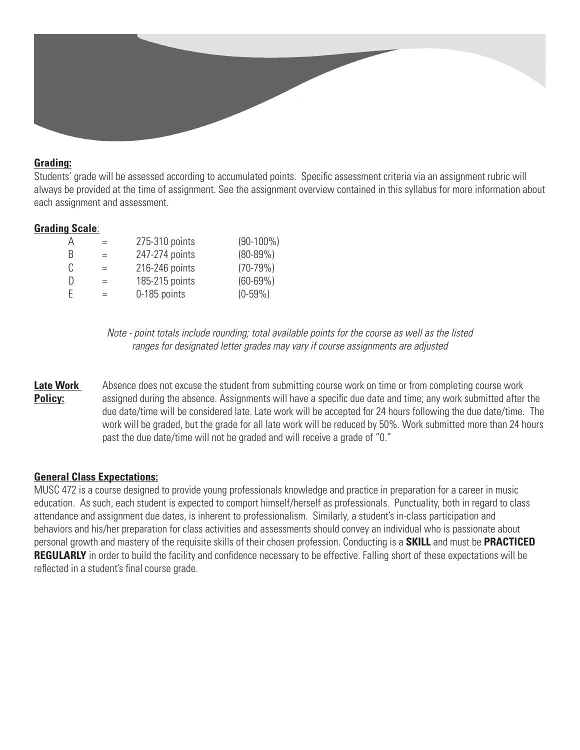**Grading:**

Students' grade will be assessed according to accumulated points. Specific assessment criteria via an assignment rubric will always be provided at the time of assignment. See the assignment overview contained in this syllabus for more information about each assignment and assessment.

**Grading Scale**:

| | | | |
|---|---|---|---|
| A | = | 275-310 points | (90-100%) |
| B | = | 247-274 points | (80-89%) |
| C | = | 216-246 points | (70-79%) |
| D | = | 185-215 points | (60-69%) |
| E | = | 0-185 points | (0-59%) |

*Note - point totals include rounding; total available points for the course as well as the listed ranges for designated letter grades may vary if course assignments are adjusted*

**Late Work Policy:** Absence does not excuse the student from submitting course work on time or from completing course work assigned during the absence. Assignments will have a specific due date and time; any work submitted after the due date/time will be considered late. Late work will be accepted for 24 hours following the due date/time. The work will be graded, but the grade for all late work will be reduced by 50%. Work submitted more than 24 hours past the due date/time will not be graded and will receive a grade of "0."

**General Class Expectations:**

MUSC 472 is a course designed to provide young professionals knowledge and practice in preparation for a career in music education. As such, each student is expected to comport himself/herself as professionals. Punctuality, both in regard to class attendance and assignment due dates, is inherent to professionalism. Similarly, a student's in-class participation and behaviors and his/her preparation for class activities and assessments should convey an individual who is passionate about personal growth and mastery of the requisite skills of their chosen profession. Conducting is a **SKILL** and must be **PRACTICED REGULARLY** in order to build the facility and confidence necessary to be effective. Falling short of these expectations will be reflected in a student's final course grade.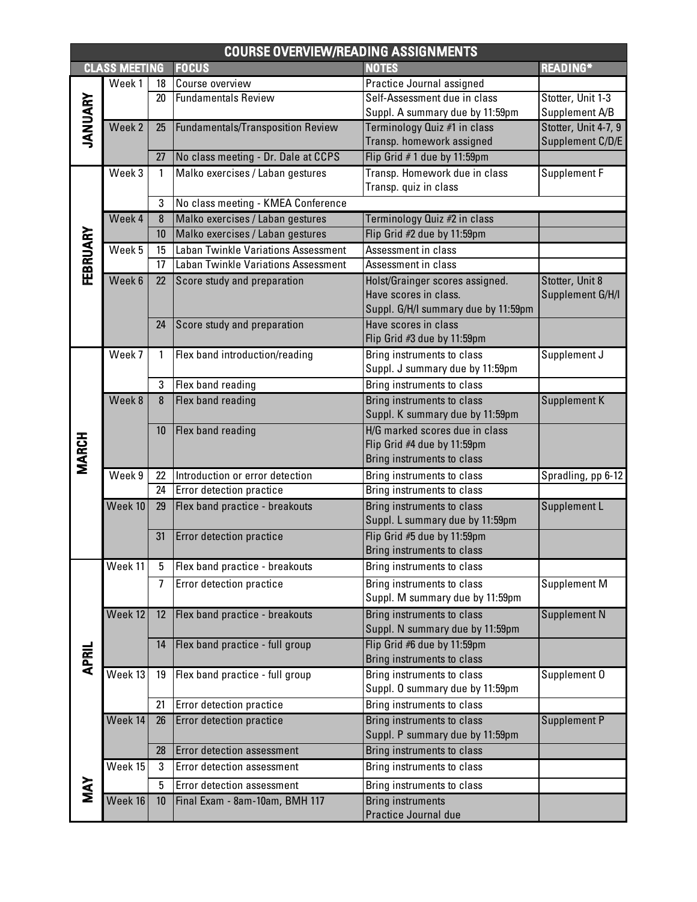## COURSE OVERVIEW/READING ASSIGNMENTS

| CLASS MEETING | | | FOCUS | NOTES | READING* |
|---|---|---|---|---|---|
| JANUARY | Week 1 | 18 | Course overview | Practice Journal assigned | |
| | | 20 | Fundamentals Review | Self-Assessment due in class<br>Suppl. A summary due by 11:59pm | Stotter, Unit 1-3<br>Supplement A/B |
| | Week 2 | 25 | Fundamentals/Transposition Review | Terminology Quiz #1 in class<br>Transp. homework assigned | Stotter, Unit 4-7, 9<br>Supplement C/D/E |
| | | 27 | No class meeting - Dr. Dale at CCPS | Flip Grid # 1 due by 11:59pm | |
| FEBRUARY | Week 3 | 1 | Malko exercises / Laban gestures | Transp. Homework due in class<br>Transp. quiz in class | Supplement F |
| | | 3 | No class meeting - KMEA Conference | | |
| | Week 4 | 8 | Malko exercises / Laban gestures | Terminology Quiz #2 in class | |
| | | 10 | Malko exercises / Laban gestures | Flip Grid #2 due by 11:59pm | |
| | Week 5 | 15 | Laban Twinkle Variations Assessment | Assessment in class | |
| | | 17 | Laban Twinkle Variations Assessment | Assessment in class | |
| | Week 6 | 22 | Score study and preparation | Holst/Grainger scores assigned.<br>Have scores in class.<br>Suppl. G/H/I summary due by 11:59pm | Stotter, Unit 8<br>Supplement G/H/I |
| | | 24 | Score study and preparation | Have scores in class<br>Flip Grid #3 due by 11:59pm | |
| MARCH | Week 7 | 1 | Flex band introduction/reading | Bring instruments to class<br>Suppl. J summary due by 11:59pm | Supplement J |
| | | 3 | Flex band reading | Bring instruments to class | |
| | Week 8 | 8 | Flex band reading | Bring instruments to class<br>Suppl. K summary due by 11:59pm | Supplement K |
| | | 10 | Flex band reading | H/G marked scores due in class<br>Flip Grid #4 due by 11:59pm<br>Bring instruments to class | |
| | Week 9 | 22 | Introduction or error detection | Bring instruments to class | Spradling, pp 6-12 |
| | | 24 | Error detection practice | Bring instruments to class | |
| | Week 10 | 29 | Flex band practice - breakouts | Bring instruments to class<br>Suppl. L summary due by 11:59pm | Supplement L |
| | | 31 | Error detection practice | Flip Grid #5 due by 11:59pm<br>Bring instruments to class | |
| APRIL | Week 11 | 5 | Flex band practice - breakouts | Bring instruments to class | |
| | | 7 | Error detection practice | Bring instruments to class<br>Suppl. M summary due by 11:59pm | Supplement M |
| | Week 12 | 12 | Flex band practice - breakouts | Bring instruments to class<br>Suppl. N summary due by 11:59pm | Supplement N |
| | | 14 | Flex band practice - full group | Flip Grid #6 due by 11:59pm<br>Bring instruments to class | |
| | Week 13 | 19 | Flex band practice - full group | Bring instruments to class<br>Suppl. O summary due by 11:59pm | Supplement O |
| | | 21 | Error detection practice | Bring instruments to class | |
| | Week 14 | 26 | Error detection practice | Bring instruments to class<br>Suppl. P summary due by 11:59pm | Supplement P |
| | | 28 | Error detection assessment | Bring instruments to class | |
| MAY | Week 15 | 3 | Error detection assessment | Bring instruments to class | |
| | | 5 | Error detection assessment | Bring instruments to class | |
| | Week 16 | 10 | Final Exam - 8am-10am, BMH 117 | Bring instruments<br>Practice Journal due | |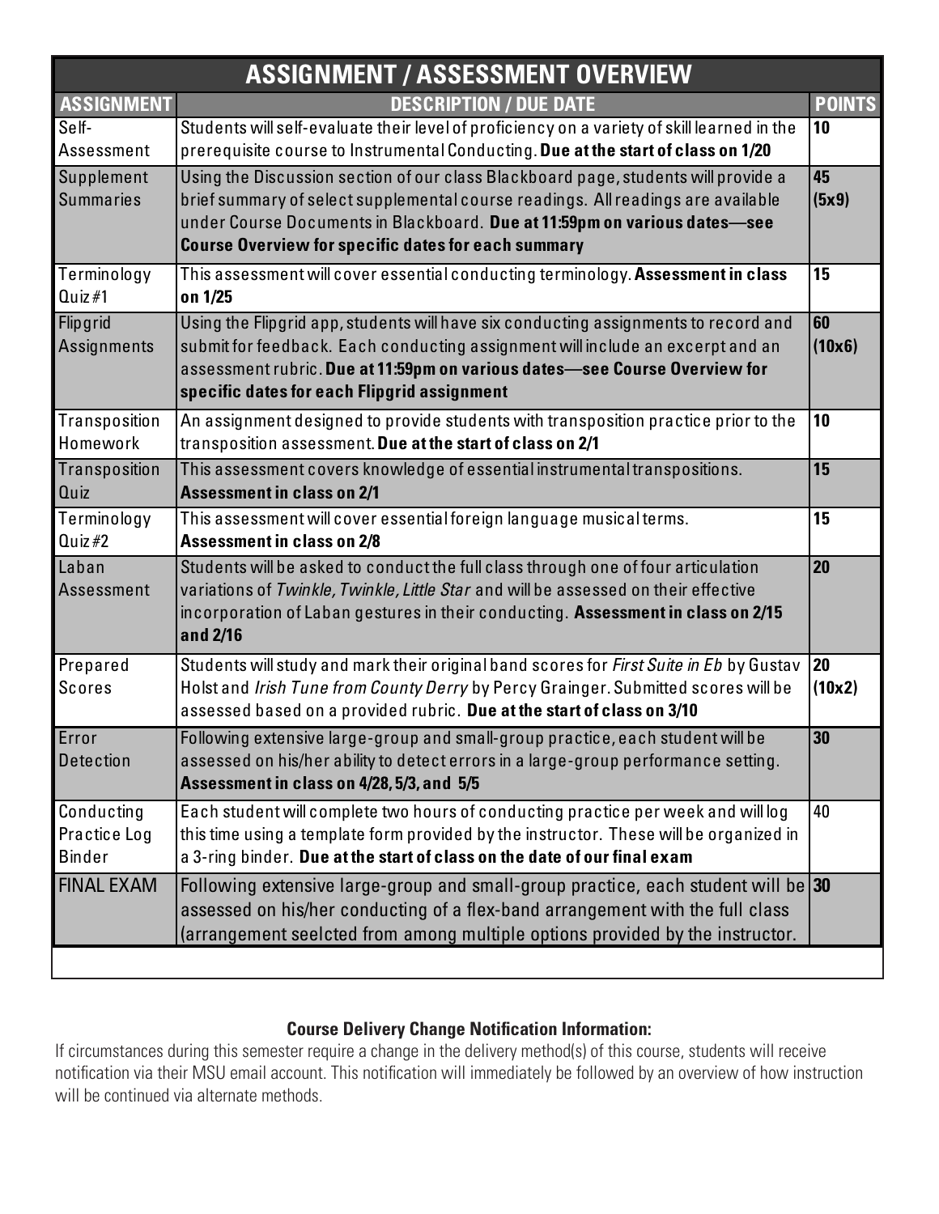| ASSIGNMENT / ASSESSMENT OVERVIEW | | |
|---|---|---|
| **ASSIGNMENT** | **DESCRIPTION / DUE DATE** | **POINTS** |
| Self-Assessment | Students will self-evaluate their level of proficiency on a variety of skill learned in the prerequisite course to Instrumental Conducting. **Due at the start of class on 1/20** | **10** |
| Supplement Summaries | Using the Discussion section of our class Blackboard page, students will provide a brief summary of select supplemental course readings. All readings are available under Course Documents in Blackboard. **Due at 11:59pm on various dates—see Course Overview for specific dates for each summary** | **45 (5x9)** |
| Terminology Quiz #1 | This assessment will cover essential conducting terminology. **Assessment in class on 1/25** | **15** |
| Flipgrid Assignments | Using the Flipgrid app, students will have six conducting assignments to record and submit for feedback. Each conducting assignment will include an excerpt and an assessment rubric. **Due at 11:59pm on various dates—see Course Overview for specific dates for each Flipgrid assignment** | **60 (10x6)** |
| Transposition Homework | An assignment designed to provide students with transposition practice prior to the transposition assessment. **Due at the start of class on 2/1** | **10** |
| Transposition Quiz | This assessment covers knowledge of essential instrumental transpositions. **Assessment in class on 2/1** | **15** |
| Terminology Quiz #2 | This assessment will cover essential foreign language musical terms. **Assessment in class on 2/8** | **15** |
| Laban Assessment | Students will be asked to conduct the full class through one of four articulation variations of *Twinkle, Twinkle, Little Star* and will be assessed on their effective incorporation of Laban gestures in their conducting. **Assessment in class on 2/15 and 2/16** | **20** |
| Prepared Scores | Students will study and mark their original band scores for *First Suite in Eb* by Gustav Holst and *Irish Tune from County Derry* by Percy Grainger. Submitted scores will be assessed based on a provided rubric. **Due at the start of class on 3/10** | **20 (10x2)** |
| Error Detection | Following extensive large-group and small-group practice, each student will be assessed on his/her ability to detect errors in a large-group performance setting. **Assessment in class on 4/28, 5/3, and 5/5** | **30** |
| Conducting Practice Log Binder | Each student will complete two hours of conducting practice per week and will log this time using a template form provided by the instructor. These will be organized in a 3-ring binder. **Due at the start of class on the date of our final exam** | 40 |
| FINAL EXAM | Following extensive large-group and small-group practice, each student will be assessed on his/her conducting of a flex-band arrangement with the full class (arrangement seelcted from among multiple options provided by the instructor. | **30** |

**Course Delivery Change Notification Information:**

If circumstances during this semester require a change in the delivery method(s) of this course, students will receive notification via their MSU email account. This notification will immediately be followed by an overview of how instruction will be continued via alternate methods.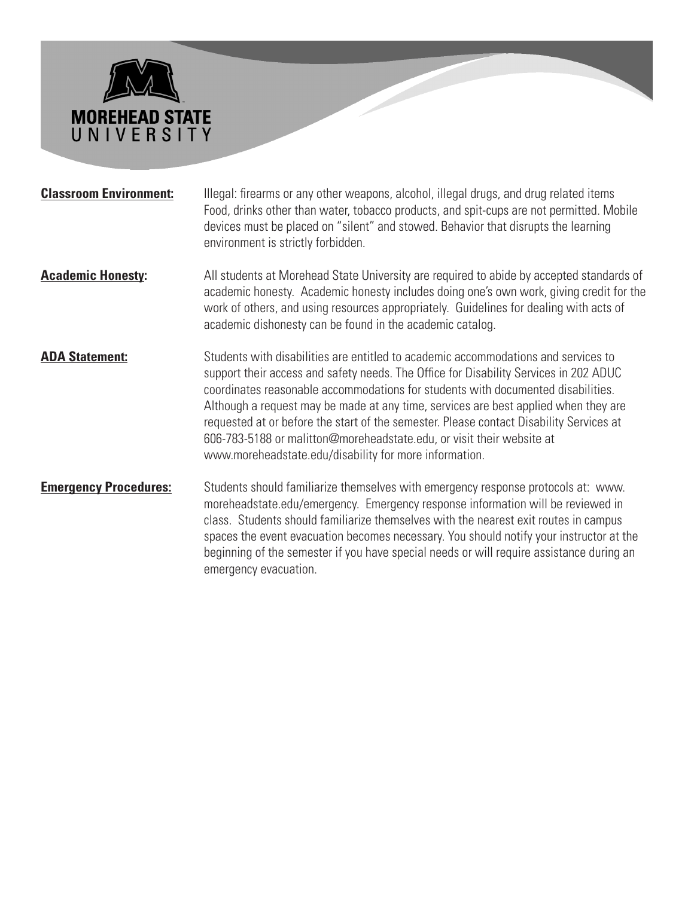**MOREHEAD STATE UNIVERSITY**

**Classroom Environment:** Illegal: firearms or any other weapons, alcohol, illegal drugs, and drug related items Food, drinks other than water, tobacco products, and spit-cups are not permitted. Mobile devices must be placed on "silent" and stowed. Behavior that disrupts the learning environment is strictly forbidden.

**Academic Honesty:** All students at Morehead State University are required to abide by accepted standards of academic honesty. Academic honesty includes doing one's own work, giving credit for the work of others, and using resources appropriately. Guidelines for dealing with acts of academic dishonesty can be found in the academic catalog.

**ADA Statement:** Students with disabilities are entitled to academic accommodations and services to support their access and safety needs. The Office for Disability Services in 202 ADUC coordinates reasonable accommodations for students with documented disabilities. Although a request may be made at any time, services are best applied when they are requested at or before the start of the semester. Please contact Disability Services at 606-783-5188 or malitton@moreheadstate.edu, or visit their website at www.moreheadstate.edu/disability for more information.

**Emergency Procedures:** Students should familiarize themselves with emergency response protocols at: www.moreheadstate.edu/emergency. Emergency response information will be reviewed in class. Students should familiarize themselves with the nearest exit routes in campus spaces the event evacuation becomes necessary. You should notify your instructor at the beginning of the semester if you have special needs or will require assistance during an emergency evacuation.